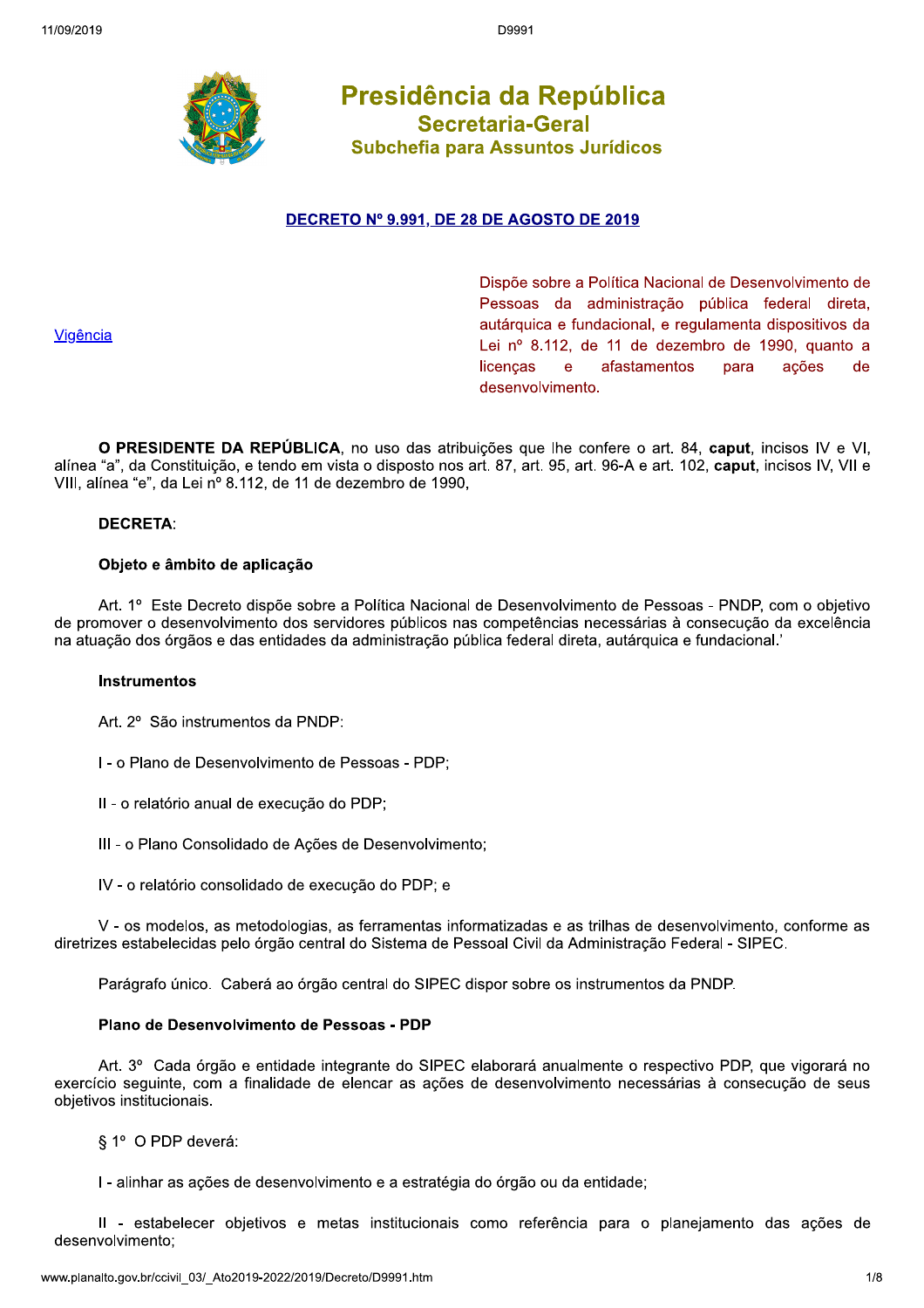# Presidência da República
## Secretaria-Geral
### Subchefia para Assuntos Jurídicos

**DECRETO Nº 9.991, DE 28 DE AGOSTO DE 2019**

Vigência

Dispõe sobre a Política Nacional de Desenvolvimento de Pessoas da administração pública federal direta, autárquica e fundacional, e regulamenta dispositivos da Lei nº 8.112, de 11 de dezembro de 1990, quanto a licenças e afastamentos para ações de desenvolvimento.

**O PRESIDENTE DA REPÚBLICA**, no uso das atribuições que lhe confere o art. 84, **caput**, incisos IV e VI, alínea "a", da Constituição, e tendo em vista o disposto nos art. 87, art. 95, art. 96-A e art. 102, **caput**, incisos IV, VII e VIII, alínea "e", da Lei nº 8.112, de 11 de dezembro de 1990,

**DECRETA**:

**Objeto e âmbito de aplicação**

Art. 1º Este Decreto dispõe sobre a Política Nacional de Desenvolvimento de Pessoas - PNDP, com o objetivo de promover o desenvolvimento dos servidores públicos nas competências necessárias à consecução da excelência na atuação dos órgãos e das entidades da administração pública federal direta, autárquica e fundacional.'

**Instrumentos**

Art. 2º São instrumentos da PNDP:

I - o Plano de Desenvolvimento de Pessoas - PDP;

II - o relatório anual de execução do PDP;

III - o Plano Consolidado de Ações de Desenvolvimento;

IV - o relatório consolidado de execução do PDP; e

V - os modelos, as metodologias, as ferramentas informatizadas e as trilhas de desenvolvimento, conforme as diretrizes estabelecidas pelo órgão central do Sistema de Pessoal Civil da Administração Federal - SIPEC.

Parágrafo único. Caberá ao órgão central do SIPEC dispor sobre os instrumentos da PNDP.

**Plano de Desenvolvimento de Pessoas - PDP**

Art. 3º Cada órgão e entidade integrante do SIPEC elaborará anualmente o respectivo PDP, que vigorará no exercício seguinte, com a finalidade de elencar as ações de desenvolvimento necessárias à consecução de seus objetivos institucionais.

§ 1º O PDP deverá:

I - alinhar as ações de desenvolvimento e a estratégia do órgão ou da entidade;

II - estabelecer objetivos e metas institucionais como referência para o planejamento das ações de desenvolvimento;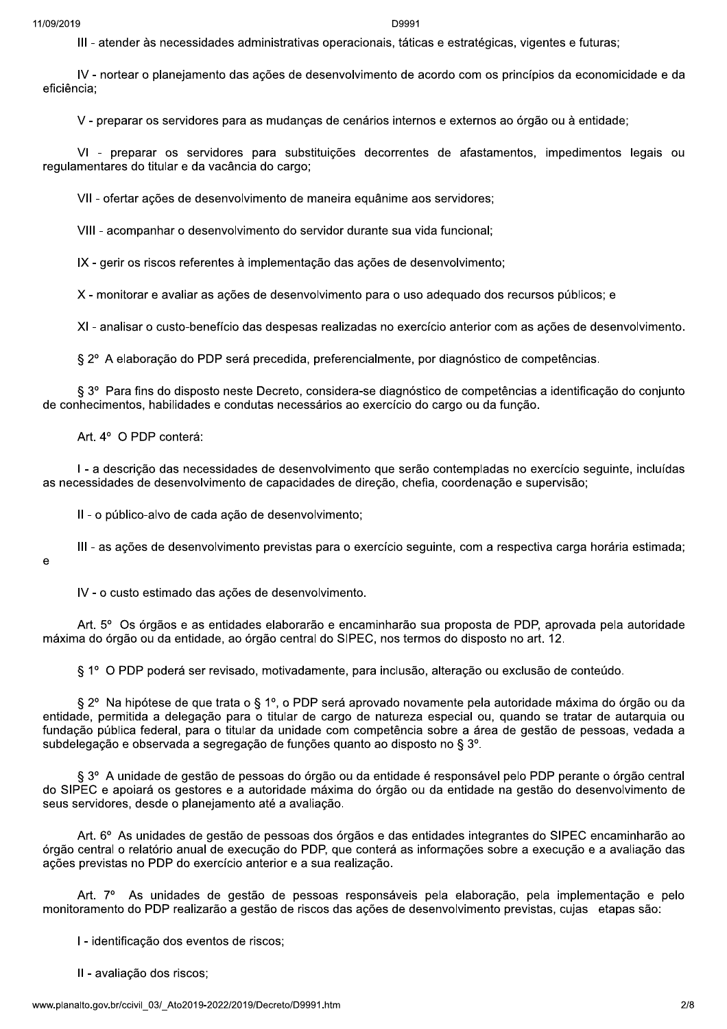III - atender às necessidades administrativas operacionais, táticas e estratégicas, vigentes e futuras;

IV - nortear o planejamento das ações de desenvolvimento de acordo com os princípios da economicidade e da eficiência;

V - preparar os servidores para as mudanças de cenários internos e externos ao órgão ou à entidade;

VI - preparar os servidores para substituições decorrentes de afastamentos, impedimentos legais ou regulamentares do titular e da vacância do cargo;

VII - ofertar ações de desenvolvimento de maneira equânime aos servidores;

VIII - acompanhar o desenvolvimento do servidor durante sua vida funcional;

IX - gerir os riscos referentes à implementação das ações de desenvolvimento;

X - monitorar e avaliar as ações de desenvolvimento para o uso adequado dos recursos públicos; e

XI - analisar o custo-benefício das despesas realizadas no exercício anterior com as ações de desenvolvimento.

§ 2º A elaboração do PDP será precedida, preferencialmente, por diagnóstico de competências.

§ 3º Para fins do disposto neste Decreto, considera-se diagnóstico de competências a identificação do conjunto de conhecimentos, habilidades e condutas necessários ao exercício do cargo ou da função.

Art. 4º O PDP conterá:

I - a descrição das necessidades de desenvolvimento que serão contempladas no exercício seguinte, incluídas as necessidades de desenvolvimento de capacidades de direção, chefia, coordenação e supervisão;

II - o público-alvo de cada ação de desenvolvimento;

III - as ações de desenvolvimento previstas para o exercício seguinte, com a respectiva carga horária estimada; e

IV - o custo estimado das ações de desenvolvimento.

Art. 5º Os órgãos e as entidades elaborarão e encaminharão sua proposta de PDP, aprovada pela autoridade máxima do órgão ou da entidade, ao órgão central do SIPEC, nos termos do disposto no art. 12.

§ 1º O PDP poderá ser revisado, motivadamente, para inclusão, alteração ou exclusão de conteúdo.

§ 2º Na hipótese de que trata o § 1º, o PDP será aprovado novamente pela autoridade máxima do órgão ou da entidade, permitida a delegação para o titular de cargo de natureza especial ou, quando se tratar de autarquia ou fundação pública federal, para o titular da unidade com competência sobre a área de gestão de pessoas, vedada a subdelegação e observada a segregação de funções quanto ao disposto no § 3º.

§ 3º A unidade de gestão de pessoas do órgão ou da entidade é responsável pelo PDP perante o órgão central do SIPEC e apoiará os gestores e a autoridade máxima do órgão ou da entidade na gestão do desenvolvimento de seus servidores, desde o planejamento até a avaliação.

Art. 6º As unidades de gestão de pessoas dos órgãos e das entidades integrantes do SIPEC encaminharão ao órgão central o relatório anual de execução do PDP, que conterá as informações sobre a execução e a avaliação das ações previstas no PDP do exercício anterior e a sua realização.

Art. 7º As unidades de gestão de pessoas responsáveis pela elaboração, pela implementação e pelo monitoramento do PDP realizarão a gestão de riscos das ações de desenvolvimento previstas, cujas etapas são:

I - identificação dos eventos de riscos;

II - avaliação dos riscos;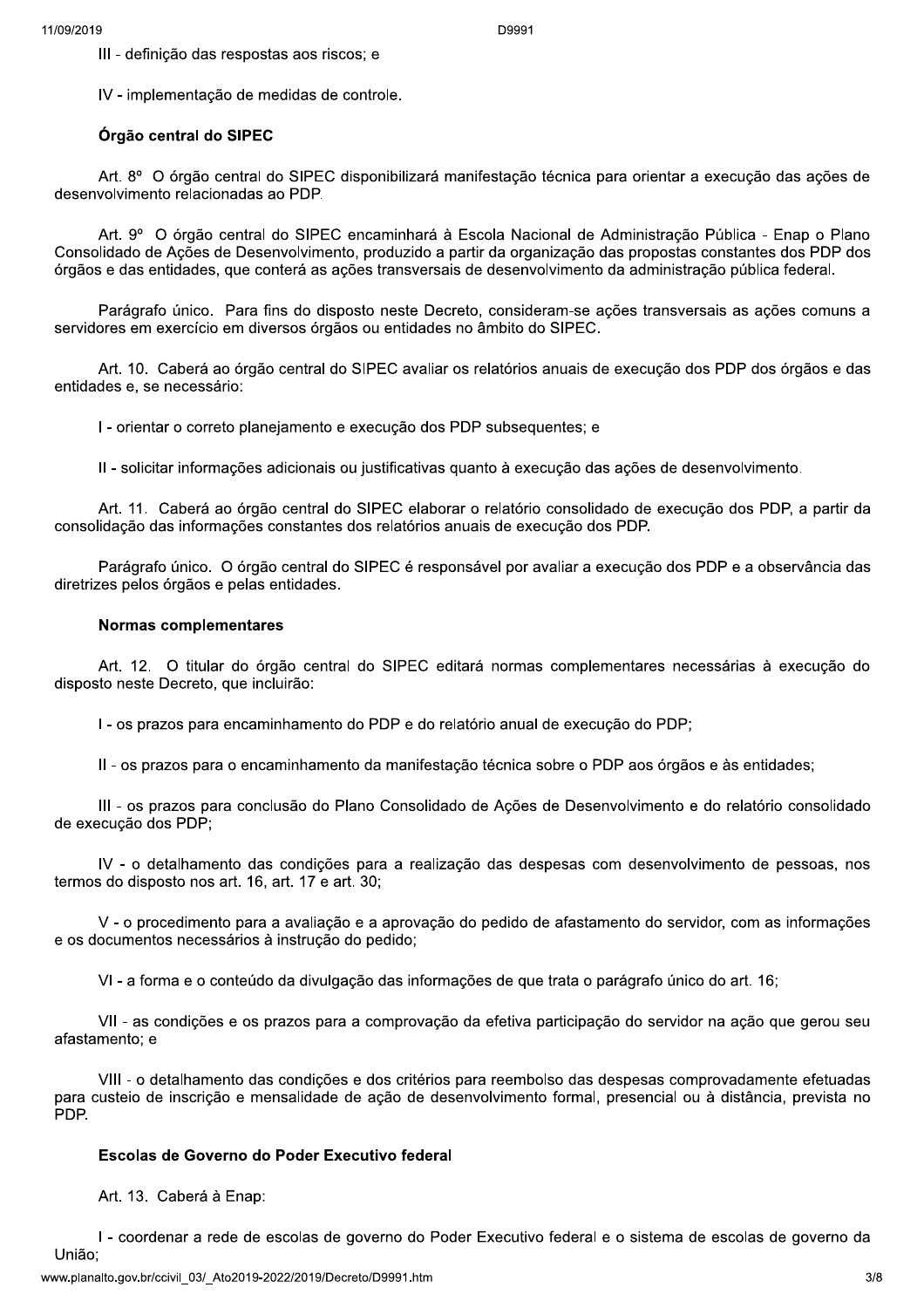III - definição das respostas aos riscos; e

IV - implementação de medidas de controle.

### Órgão central do SIPEC

Art. 8º O órgão central do SIPEC disponibilizará manifestação técnica para orientar a execução das ações de desenvolvimento relacionadas ao PDP.

Art. 9º O órgão central do SIPEC encaminhará à Escola Nacional de Administração Pública - Enap o Plano Consolidado de Ações de Desenvolvimento, produzido a partir da organização das propostas constantes dos PDP dos órgãos e das entidades, que conterá as ações transversais de desenvolvimento da administração pública federal.

Parágrafo único. Para fins do disposto neste Decreto, consideram-se ações transversais as ações comuns a servidores em exercício em diversos órgãos ou entidades no âmbito do SIPEC.

Art. 10. Caberá ao órgão central do SIPEC avaliar os relatórios anuais de execução dos PDP dos órgãos e das entidades e, se necessário:

I - orientar o correto planejamento e execução dos PDP subsequentes; e

II - solicitar informações adicionais ou justificativas quanto à execução das ações de desenvolvimento.

Art. 11. Caberá ao órgão central do SIPEC elaborar o relatório consolidado de execução dos PDP, a partir da consolidação das informações constantes dos relatórios anuais de execução dos PDP.

Parágrafo único. O órgão central do SIPEC é responsável por avaliar a execução dos PDP e a observância das diretrizes pelos órgãos e pelas entidades.

### Normas complementares

Art. 12. O titular do órgão central do SIPEC editará normas complementares necessárias à execução do disposto neste Decreto, que incluirão:

I - os prazos para encaminhamento do PDP e do relatório anual de execução do PDP;

II - os prazos para o encaminhamento da manifestação técnica sobre o PDP aos órgãos e às entidades;

III - os prazos para conclusão do Plano Consolidado de Ações de Desenvolvimento e do relatório consolidado de execução dos PDP;

IV - o detalhamento das condições para a realização das despesas com desenvolvimento de pessoas, nos termos do disposto nos art. 16, art. 17 e art. 30;

V - o procedimento para a avaliação e a aprovação do pedido de afastamento do servidor, com as informações e os documentos necessários à instrução do pedido;

VI - a forma e o conteúdo da divulgação das informações de que trata o parágrafo único do art. 16;

VII - as condições e os prazos para a comprovação da efetiva participação do servidor na ação que gerou seu afastamento; e

VIII - o detalhamento das condições e dos critérios para reembolso das despesas comprovadamente efetuadas para custeio de inscrição e mensalidade de ação de desenvolvimento formal, presencial ou à distância, prevista no PDP.

### Escolas de Governo do Poder Executivo federal

Art. 13. Caberá à Enap:

I - coordenar a rede de escolas de governo do Poder Executivo federal e o sistema de escolas de governo da União;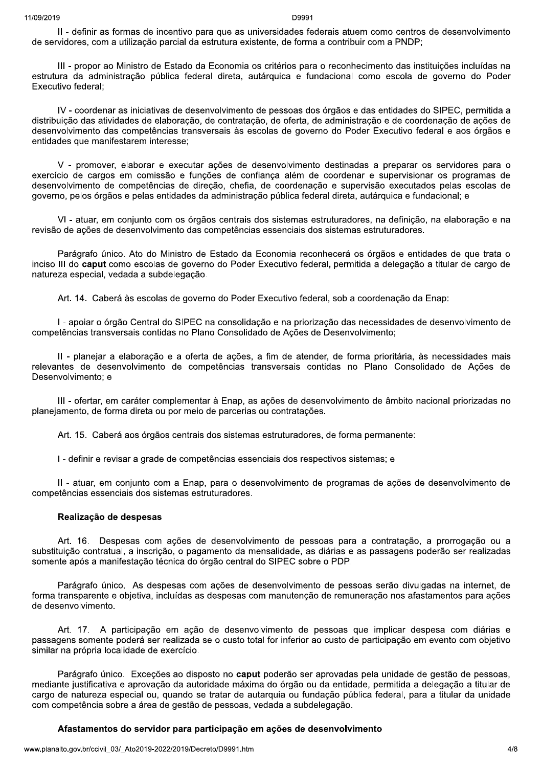II - definir as formas de incentivo para que as universidades federais atuem como centros de desenvolvimento de servidores, com a utilização parcial da estrutura existente, de forma a contribuir com a PNDP;

III - propor ao Ministro de Estado da Economia os critérios para o reconhecimento das instituições incluídas na estrutura da administração pública federal direta, autárquica e fundacional como escola de governo do Poder Executivo federal;

IV - coordenar as iniciativas de desenvolvimento de pessoas dos órgãos e das entidades do SIPEC, permitida a distribuição das atividades de elaboração, de contratação, de oferta, de administração e de coordenação de ações de desenvolvimento das competências transversais às escolas de governo do Poder Executivo federal e aos órgãos e entidades que manifestarem interesse;

V - promover, elaborar e executar ações de desenvolvimento destinadas a preparar os servidores para o exercício de cargos em comissão e funções de confiança além de coordenar e supervisionar os programas de desenvolvimento de competências de direção, chefia, de coordenação e supervisão executados pelas escolas de governo, pelos órgãos e pelas entidades da administração pública federal direta, autárquica e fundacional; e

VI - atuar, em conjunto com os órgãos centrais dos sistemas estruturadores, na definição, na elaboração e na revisão de ações de desenvolvimento das competências essenciais dos sistemas estruturadores.

Parágrafo único. Ato do Ministro de Estado da Economia reconhecerá os órgãos e entidades de que trata o inciso III do **caput** como escolas de governo do Poder Executivo federal, permitida a delegação a titular de cargo de natureza especial, vedada a subdelegação.

Art. 14. Caberá às escolas de governo do Poder Executivo federal, sob a coordenação da Enap:

I - apoiar o órgão Central do SIPEC na consolidação e na priorização das necessidades de desenvolvimento de competências transversais contidas no Plano Consolidado de Ações de Desenvolvimento;

II - planejar a elaboração e a oferta de ações, a fim de atender, de forma prioritária, às necessidades mais relevantes de desenvolvimento de competências transversais contidas no Plano Consolidado de Ações de Desenvolvimento; e

III - ofertar, em caráter complementar à Enap, as ações de desenvolvimento de âmbito nacional priorizadas no planejamento, de forma direta ou por meio de parcerias ou contratações.

Art. 15. Caberá aos órgãos centrais dos sistemas estruturadores, de forma permanente:

I - definir e revisar a grade de competências essenciais dos respectivos sistemas; e

II - atuar, em conjunto com a Enap, para o desenvolvimento de programas de ações de desenvolvimento de competências essenciais dos sistemas estruturadores.

**Realização de despesas**

Art. 16. Despesas com ações de desenvolvimento de pessoas para a contratação, a prorrogação ou a substituição contratual, a inscrição, o pagamento da mensalidade, as diárias e as passagens poderão ser realizadas somente após a manifestação técnica do órgão central do SIPEC sobre o PDP.

Parágrafo único. As despesas com ações de desenvolvimento de pessoas serão divulgadas na internet, de forma transparente e objetiva, incluídas as despesas com manutenção de remuneração nos afastamentos para ações de desenvolvimento.

Art. 17. A participação em ação de desenvolvimento de pessoas que implicar despesa com diárias e passagens somente poderá ser realizada se o custo total for inferior ao custo de participação em evento com objetivo similar na própria localidade de exercício.

Parágrafo único. Exceções ao disposto no **caput** poderão ser aprovadas pela unidade de gestão de pessoas, mediante justificativa e aprovação da autoridade máxima do órgão ou da entidade, permitida a delegação a titular de cargo de natureza especial ou, quando se tratar de autarquia ou fundação pública federal, para a titular da unidade com competência sobre a área de gestão de pessoas, vedada a subdelegação.

**Afastamentos do servidor para participação em ações de desenvolvimento**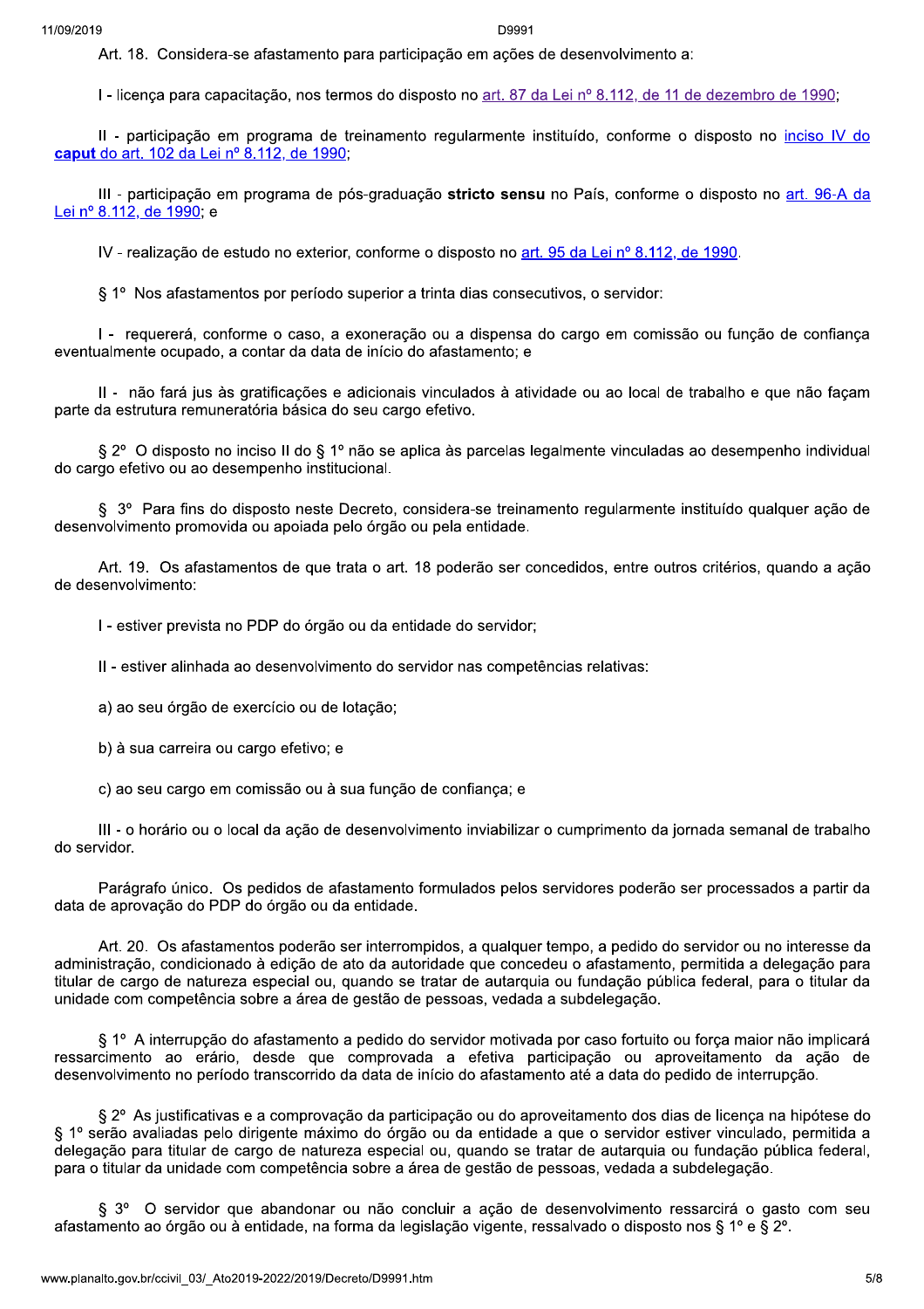Art. 18. Considera-se afastamento para participação em ações de desenvolvimento a:

I - licença para capacitação, nos termos do disposto no [art. 87 da Lei nº 8.112, de 11 de dezembro de 1990](http://www.planalto.gov.br/ccivil_03/LEIS/L8112cons.htm#art87);

II - participação em programa de treinamento regularmente instituído, conforme o disposto no [inciso IV do **caput** do art. 102 da Lei nº 8.112, de 1990](http://www.planalto.gov.br/ccivil_03/LEIS/L8112cons.htm#art102iv);

III - participação em programa de pós-graduação **stricto sensu** no País, conforme o disposto no [art. 96-A da Lei nº 8.112, de 1990](http://www.planalto.gov.br/ccivil_03/LEIS/L8112cons.htm#art96a); e

IV - realização de estudo no exterior, conforme o disposto no [art. 95 da Lei nº 8.112, de 1990](http://www.planalto.gov.br/ccivil_03/LEIS/L8112cons.htm#art95).

§ 1º Nos afastamentos por período superior a trinta dias consecutivos, o servidor:

I - requererá, conforme o caso, a exoneração ou a dispensa do cargo em comissão ou função de confiança eventualmente ocupado, a contar da data de início do afastamento; e

II - não fará jus às gratificações e adicionais vinculados à atividade ou ao local de trabalho e que não façam parte da estrutura remuneratória básica do seu cargo efetivo.

§ 2º O disposto no inciso II do § 1º não se aplica às parcelas legalmente vinculadas ao desempenho individual do cargo efetivo ou ao desempenho institucional.

§ 3º Para fins do disposto neste Decreto, considera-se treinamento regularmente instituído qualquer ação de desenvolvimento promovida ou apoiada pelo órgão ou pela entidade.

Art. 19. Os afastamentos de que trata o art. 18 poderão ser concedidos, entre outros critérios, quando a ação de desenvolvimento:

I - estiver prevista no PDP do órgão ou da entidade do servidor;

II - estiver alinhada ao desenvolvimento do servidor nas competências relativas:

a) ao seu órgão de exercício ou de lotação;

b) à sua carreira ou cargo efetivo; e

c) ao seu cargo em comissão ou à sua função de confiança; e

III - o horário ou o local da ação de desenvolvimento inviabilizar o cumprimento da jornada semanal de trabalho do servidor.

Parágrafo único. Os pedidos de afastamento formulados pelos servidores poderão ser processados a partir da data de aprovação do PDP do órgão ou da entidade.

Art. 20. Os afastamentos poderão ser interrompidos, a qualquer tempo, a pedido do servidor ou no interesse da administração, condicionado à edição de ato da autoridade que concedeu o afastamento, permitida a delegação para titular de cargo de natureza especial ou, quando se tratar de autarquia ou fundação pública federal, para o titular da unidade com competência sobre a área de gestão de pessoas, vedada a subdelegação.

§ 1º A interrupção do afastamento a pedido do servidor motivada por caso fortuito ou força maior não implicará ressarcimento ao erário, desde que comprovada a efetiva participação ou aproveitamento da ação de desenvolvimento no período transcorrido da data de início do afastamento até a data do pedido de interrupção.

§ 2º As justificativas e a comprovação da participação ou do aproveitamento dos dias de licença na hipótese do § 1º serão avaliadas pelo dirigente máximo do órgão ou da entidade a que o servidor estiver vinculado, permitida a delegação para titular de cargo de natureza especial ou, quando se tratar de autarquia ou fundação pública federal, para o titular da unidade com competência sobre a área de gestão de pessoas, vedada a subdelegação.

§ 3º O servidor que abandonar ou não concluir a ação de desenvolvimento ressarcirá o gasto com seu afastamento ao órgão ou à entidade, na forma da legislação vigente, ressalvado o disposto nos § 1º e § 2º.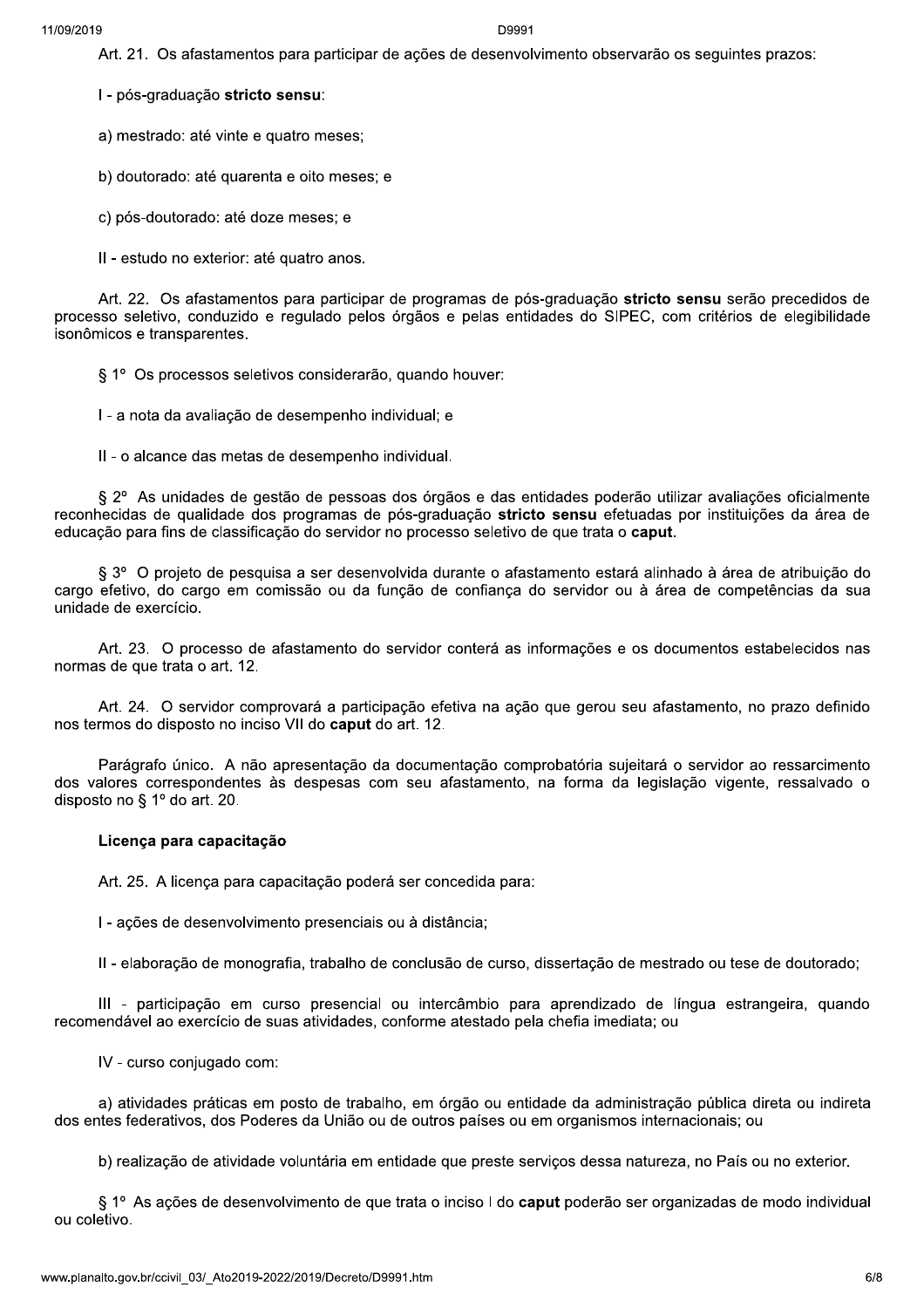Art. 21. Os afastamentos para participar de ações de desenvolvimento observarão os seguintes prazos:

I - pós-graduação **stricto sensu**:

a) mestrado: até vinte e quatro meses;

b) doutorado: até quarenta e oito meses; e

c) pós-doutorado: até doze meses; e

II - estudo no exterior: até quatro anos.

Art. 22. Os afastamentos para participar de programas de pós-graduação **stricto sensu** serão precedidos de processo seletivo, conduzido e regulado pelos órgãos e pelas entidades do SIPEC, com critérios de elegibilidade isonômicos e transparentes.

§ 1º Os processos seletivos considerarão, quando houver:

I - a nota da avaliação de desempenho individual; e

II - o alcance das metas de desempenho individual.

§ 2º As unidades de gestão de pessoas dos órgãos e das entidades poderão utilizar avaliações oficialmente reconhecidas de qualidade dos programas de pós-graduação **stricto sensu** efetuadas por instituições da área de educação para fins de classificação do servidor no processo seletivo de que trata o **caput**.

§ 3º O projeto de pesquisa a ser desenvolvida durante o afastamento estará alinhado à área de atribuição do cargo efetivo, do cargo em comissão ou da função de confiança do servidor ou à área de competências da sua unidade de exercício.

Art. 23. O processo de afastamento do servidor conterá as informações e os documentos estabelecidos nas normas de que trata o art. 12.

Art. 24. O servidor comprovará a participação efetiva na ação que gerou seu afastamento, no prazo definido nos termos do disposto no inciso VII do **caput** do art. 12.

Parágrafo único. A não apresentação da documentação comprobatória sujeitará o servidor ao ressarcimento dos valores correspondentes às despesas com seu afastamento, na forma da legislação vigente, ressalvado o disposto no § 1º do art. 20.

**Licença para capacitação**

Art. 25. A licença para capacitação poderá ser concedida para:

I - ações de desenvolvimento presenciais ou à distância;

II - elaboração de monografia, trabalho de conclusão de curso, dissertação de mestrado ou tese de doutorado;

III - participação em curso presencial ou intercâmbio para aprendizado de língua estrangeira, quando recomendável ao exercício de suas atividades, conforme atestado pela chefia imediata; ou

IV - curso conjugado com:

a) atividades práticas em posto de trabalho, em órgão ou entidade da administração pública direta ou indireta dos entes federativos, dos Poderes da União ou de outros países ou em organismos internacionais; ou

b) realização de atividade voluntária em entidade que preste serviços dessa natureza, no País ou no exterior.

§ 1º As ações de desenvolvimento de que trata o inciso I do **caput** poderão ser organizadas de modo individual ou coletivo.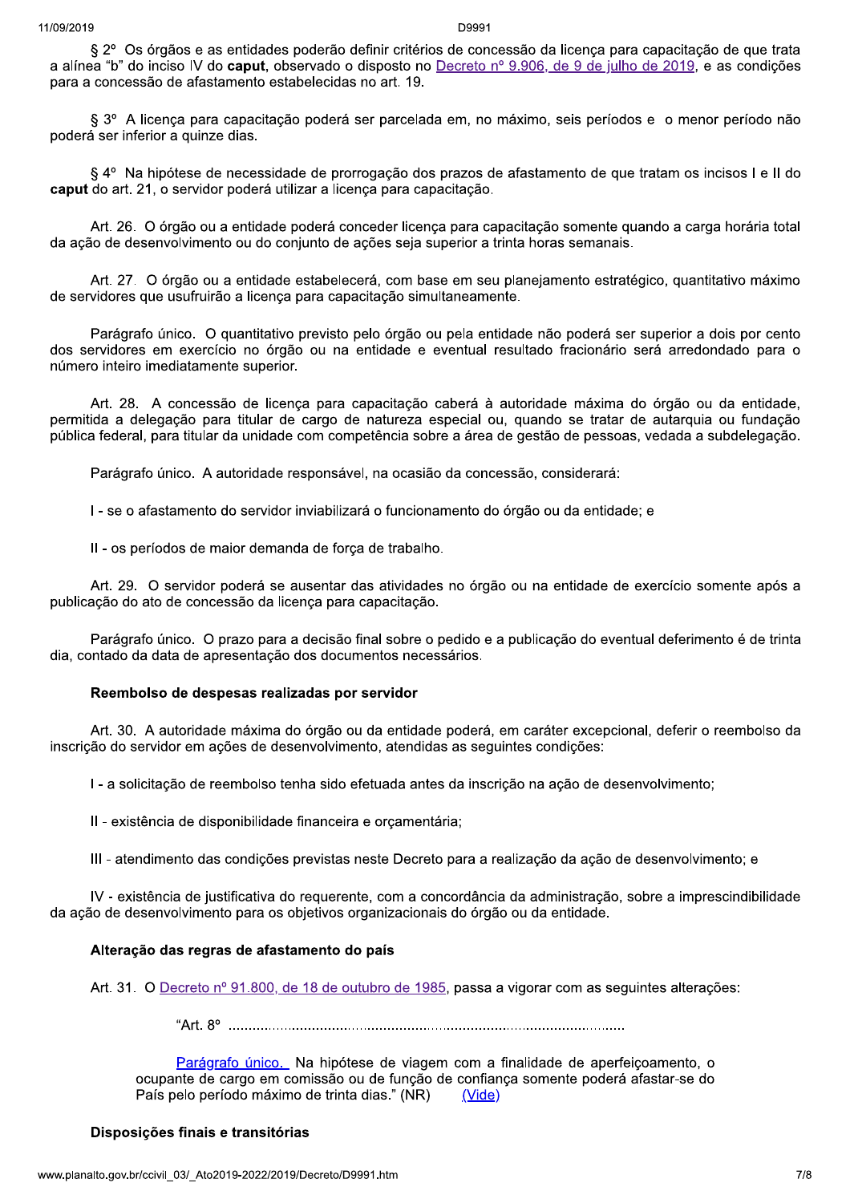§ 2º Os órgãos e as entidades poderão definir critérios de concessão da licença para capacitação de que trata a alínea “b” do inciso IV do **caput**, observado o disposto no Decreto nº 9.906, de 9 de julho de 2019, e as condições para a concessão de afastamento estabelecidas no art. 19.

§ 3º A licença para capacitação poderá ser parcelada em, no máximo, seis períodos e o menor período não poderá ser inferior a quinze dias.

§ 4º Na hipótese de necessidade de prorrogação dos prazos de afastamento de que tratam os incisos I e II do **caput** do art. 21, o servidor poderá utilizar a licença para capacitação.

Art. 26. O órgão ou a entidade poderá conceder licença para capacitação somente quando a carga horária total da ação de desenvolvimento ou do conjunto de ações seja superior a trinta horas semanais.

Art. 27. O órgão ou a entidade estabelecerá, com base em seu planejamento estratégico, quantitativo máximo de servidores que usufruirão a licença para capacitação simultaneamente.

Parágrafo único. O quantitativo previsto pelo órgão ou pela entidade não poderá ser superior a dois por cento dos servidores em exercício no órgão ou na entidade e eventual resultado fracionário será arredondado para o número inteiro imediatamente superior.

Art. 28. A concessão de licença para capacitação caberá à autoridade máxima do órgão ou da entidade, permitida a delegação para titular de cargo de natureza especial ou, quando se tratar de autarquia ou fundação pública federal, para titular da unidade com competência sobre a área de gestão de pessoas, vedada a subdelegação.

Parágrafo único. A autoridade responsável, na ocasião da concessão, considerará:

I - se o afastamento do servidor inviabilizará o funcionamento do órgão ou da entidade; e

II - os períodos de maior demanda de força de trabalho.

Art. 29. O servidor poderá se ausentar das atividades no órgão ou na entidade de exercício somente após a publicação do ato de concessão da licença para capacitação.

Parágrafo único. O prazo para a decisão final sobre o pedido e a publicação do eventual deferimento é de trinta dia, contado da data de apresentação dos documentos necessários.

**Reembolso de despesas realizadas por servidor**

Art. 30. A autoridade máxima do órgão ou da entidade poderá, em caráter excepcional, deferir o reembolso da inscrição do servidor em ações de desenvolvimento, atendidas as seguintes condições:

I - a solicitação de reembolso tenha sido efetuada antes da inscrição na ação de desenvolvimento;

II - existência de disponibilidade financeira e orçamentária;

III - atendimento das condições previstas neste Decreto para a realização da ação de desenvolvimento; e

IV - existência de justificativa do requerente, com a concordância da administração, sobre a imprescindibilidade da ação de desenvolvimento para os objetivos organizacionais do órgão ou da entidade.

**Alteração das regras de afastamento do país**

Art. 31. O Decreto nº 91.800, de 18 de outubro de 1985, passa a vigorar com as seguintes alterações:

> “Art. 8º ..................................................................................................
>
> Parágrafo único. Na hipótese de viagem com a finalidade de aperfeiçoamento, o ocupante de cargo em comissão ou de função de confiança somente poderá afastar-se do País pelo período máximo de trinta dias.” (NR) (Vide)

**Disposições finais e transitórias**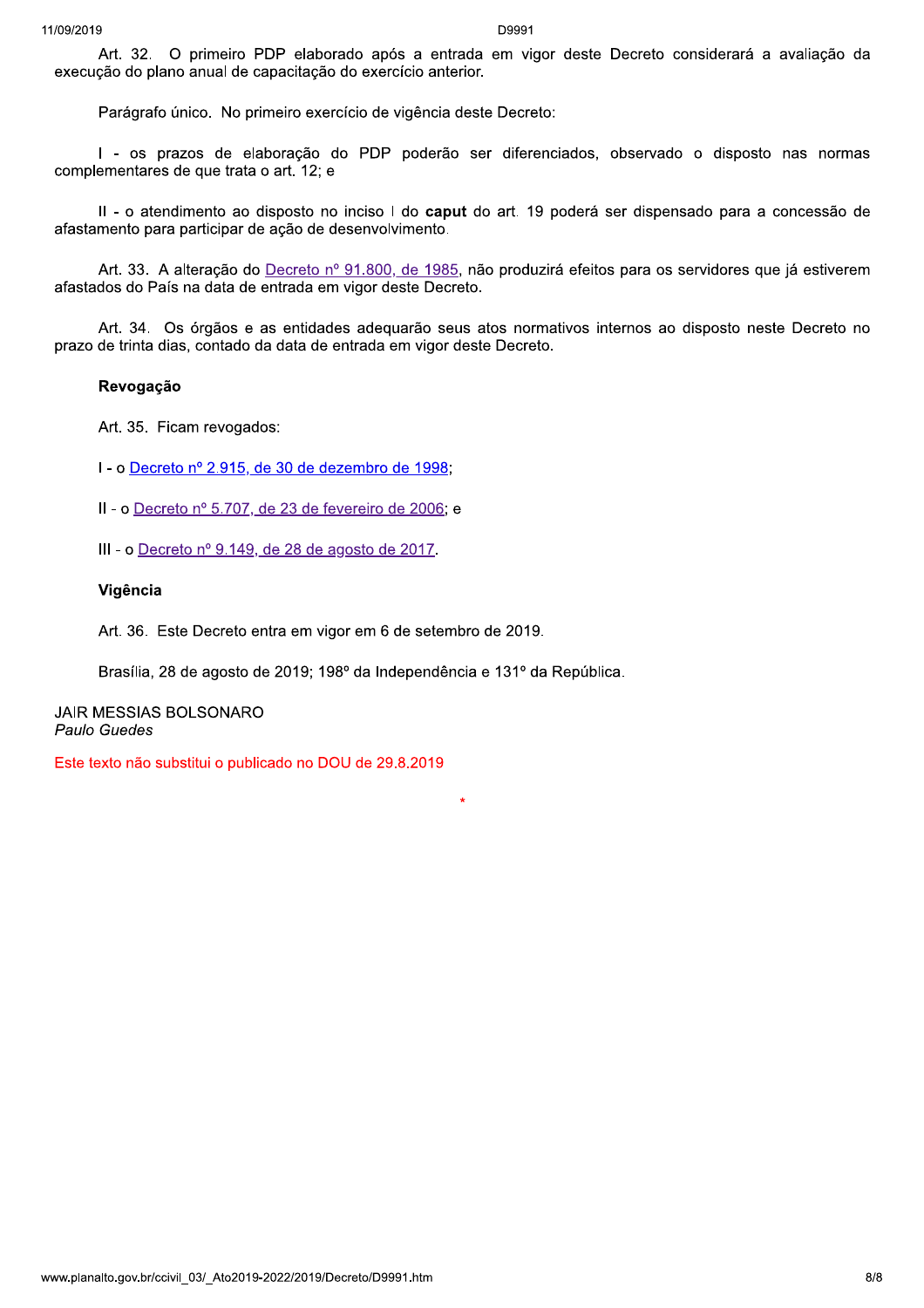Art. 32. O primeiro PDP elaborado após a entrada em vigor deste Decreto considerará a avaliação da execução do plano anual de capacitação do exercício anterior.

Parágrafo único. No primeiro exercício de vigência deste Decreto:

I - os prazos de elaboração do PDP poderão ser diferenciados, observado o disposto nas normas complementares de que trata o art. 12; e

II - o atendimento ao disposto no inciso I do **caput** do art. 19 poderá ser dispensado para a concessão de afastamento para participar de ação de desenvolvimento.

Art. 33. A alteração do Decreto nº 91.800, de 1985, não produzirá efeitos para os servidores que já estiverem afastados do País na data de entrada em vigor deste Decreto.

Art. 34. Os órgãos e as entidades adequarão seus atos normativos internos ao disposto neste Decreto no prazo de trinta dias, contado da data de entrada em vigor deste Decreto.

**Revogação**

Art. 35. Ficam revogados:

I - o Decreto nº 2.915, de 30 de dezembro de 1998;

II - o Decreto nº 5.707, de 23 de fevereiro de 2006; e

III - o Decreto nº 9.149, de 28 de agosto de 2017.

**Vigência**

Art. 36. Este Decreto entra em vigor em 6 de setembro de 2019.

Brasília, 28 de agosto de 2019; 198º da Independência e 131º da República.

JAIR MESSIAS BOLSONARO
*Paulo Guedes*

Este texto não substitui o publicado no DOU de 29.8.2019

*